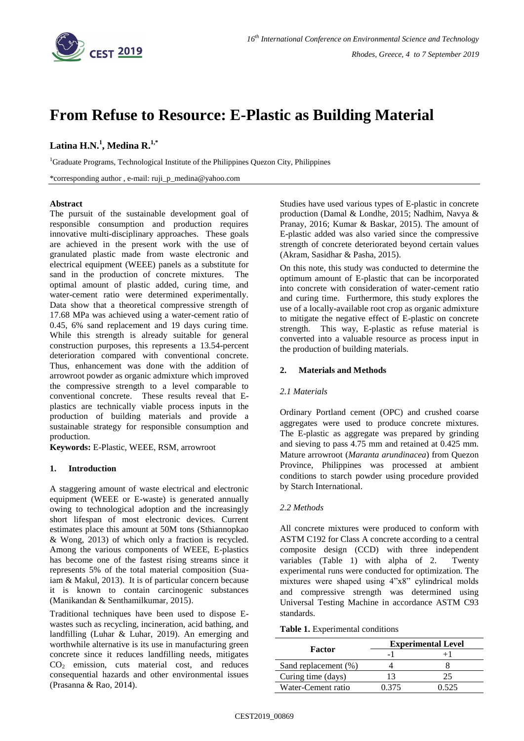# From Refuse to Resource: E-Plastic as Building Material

**Latina H.N.[1], Medina R.[1,*]**

[1]Graduate Programs, Technological Institute of the Philippines Quezon City, Philippines

*corresponding author , e-mail: ruji_p_medina@yahoo.com

**Abstract**

The pursuit of the sustainable development goal of responsible consumption and production requires innovative multi-disciplinary approaches. These goals are achieved in the present work with the use of granulated plastic made from waste electronic and electrical equipment (WEEE) panels as a substitute for sand in the production of concrete mixtures. The optimal amount of plastic added, curing time, and water-cement ratio were determined experimentally. Data show that a theoretical compressive strength of 17.68 MPa was achieved using a water-cement ratio of 0.45, 6% sand replacement and 19 days curing time. While this strength is already suitable for general construction purposes, this represents a 13.54-percent deterioration compared with conventional concrete. Thus, enhancement was done with the addition of arrowroot powder as organic admixture which improved the compressive strength to a level comparable to conventional concrete. These results reveal that E-plastics are technically viable process inputs in the production of building materials and provide a sustainable strategy for responsible consumption and production.

**Keywords:** E-Plastic, WEEE, RSM, arrowroot

## 1. Introduction

A staggering amount of waste electrical and electronic equipment (WEEE or E-waste) is generated annually owing to technological adoption and the increasingly short lifespan of most electronic devices. Current estimates place this amount at 50M tons (Sthiannopkao & Wong, 2013) of which only a fraction is recycled. Among the various components of WEEE, E-plastics has become one of the fastest rising streams since it represents 5% of the total material composition (Sua-iam & Makul, 2013). It is of particular concern because it is known to contain carcinogenic substances (Manikandan & Senthamilkumar, 2015).

Traditional techniques have been used to dispose E-wastes such as recycling, incineration, acid bathing, and landfilling (Luhar & Luhar, 2019). An emerging and worthwhile alternative is its use in manufacturing green concrete since it reduces landfilling needs, mitigates $CO_2$ emission, cuts material cost, and reduces consequential hazards and other environmental issues (Prasanna & Rao, 2014).

Studies have used various types of E-plastic in concrete production (Damal & Londhe, 2015; Nadhim, Navya & Pranay, 2016; Kumar & Baskar, 2015). The amount of E-plastic added was also varied since the compressive strength of concrete deteriorated beyond certain values (Akram, Sasidhar & Pasha, 2015).

On this note, this study was conducted to determine the optimum amount of E-plastic that can be incorporated into concrete with consideration of water-cement ratio and curing time. Furthermore, this study explores the use of a locally-available root crop as organic admixture to mitigate the negative effect of E-plastic on concrete strength. This way, E-plastic as refuse material is converted into a valuable resource as process input in the production of building materials.

## 2. Materials and Methods

### *2.1 Materials*

Ordinary Portland cement (OPC) and crushed coarse aggregates were used to produce concrete mixtures. The E-plastic as aggregate was prepared by grinding and sieving to pass 4.75 mm and retained at 0.425 mm. Mature arrowroot (*Maranta arundinacea*) from Quezon Province, Philippines was processed at ambient conditions to starch powder using procedure provided by Starch International.

### *2.2 Methods*

All concrete mixtures were produced to conform with ASTM C192 for Class A concrete according to a central composite design (CCD) with three independent variables (Table 1) with alpha of 2. Twenty experimental runs were conducted for optimization. The mixtures were shaped using 4"x8" cylindrical molds and compressive strength was determined using Universal Testing Machine in accordance ASTM C93 standards.

**Table 1.** Experimental conditions

| Factor | Experimental Level | |
|---|---|---|
| | -1 | +1 |
| Sand replacement (%) | 4 | 8 |
| Curing time (days) | 13 | 25 |
| Water-Cement ratio | 0.375 | 0.525 |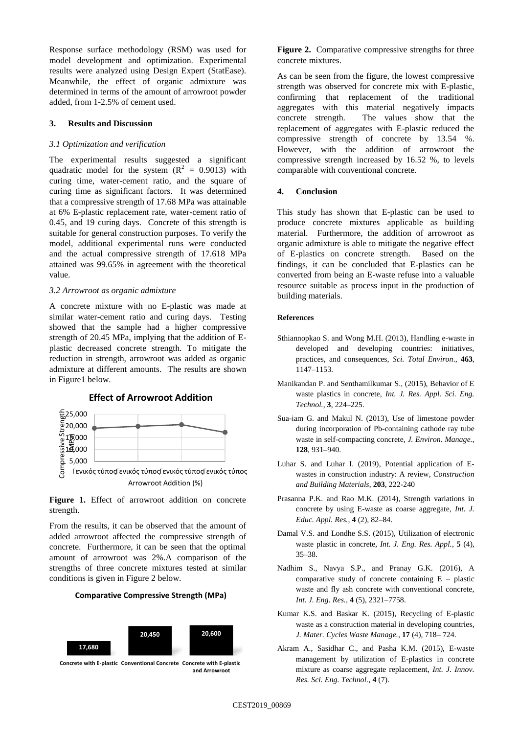Response surface methodology (RSM) was used for model development and optimization. Experimental results were analyzed using Design Expert (StatEase). Meanwhile, the effect of organic admixture was determined in terms of the amount of arrowroot powder added, from 1-2.5% of cement used.

## 3. Results and Discussion

### *3.1 Optimization and verification*

The experimental results suggested a significant quadratic model for the system ($R^2$ = 0.9013) with curing time, water-cement ratio, and the square of curing time as significant factors. It was determined that a compressive strength of 17.68 MPa was attainable at 6% E-plastic replacement rate, water-cement ratio of 0.45, and 19 curing days. Concrete of this strength is suitable for general construction purposes. To verify the model, additional experimental runs were conducted and the actual compressive strength of 17.618 MPa attained was 99.65% in agreement with the theoretical value.

### *3.2 Arrowroot as organic admixture*

A concrete mixture with no E-plastic was made at similar water-cement ratio and curing days. Testing showed that the sample had a higher compressive strength of 20.45 MPa, implying that the addition of E-plastic decreased concrete strength. To mitigate the reduction in strength, arrowroot was added as organic admixture at different amounts. The results are shown in Figure1 below.

**Effect of Arrowroot Addition**

Compressive Strength (MPa)

25,000
20,000
15,000
10,000
5,000

Γενικός τύπος Γενικός τύπος Γενικός τύπος Γενικός τύπος

Arrowroot Addition (%)

**Figure 1.** Effect of arrowroot addition on concrete strength.

From the results, it can be observed that the amount of added arrowroot affected the compressive strength of concrete. Furthermore, it can be seen that the optimal amount of arrowroot was 2%.A comparison of the strengths of three concrete mixtures tested at similar conditions is given in Figure 2 below.

**Comparative Compressive Strength (MPa)**

17,680
20,450
20,600

Concrete with E-plastic
Conventional Concrete
Concrete with E-plastic and Arrowroot

**Figure 2.** Comparative compressive strengths for three concrete mixtures.

As can be seen from the figure, the lowest compressive strength was observed for concrete mix with E-plastic, confirming that replacement of the traditional aggregates with this material negatively impacts concrete strength. The values show that the replacement of aggregates with E-plastic reduced the compressive strength of concrete by 13.54 %. However, with the addition of arrowroot the compressive strength increased by 16.52 %, to levels comparable with conventional concrete.

## 4. Conclusion

This study has shown that E-plastic can be used to produce concrete mixtures applicable as building material. Furthermore, the addition of arrowroot as organic admixture is able to mitigate the negative effect of E-plastics on concrete strength. Based on the findings, it can be concluded that E-plastics can be converted from being an E-waste refuse into a valuable resource suitable as process input in the production of building materials.

#### References

Sthiannopkao S. and Wong M.H. (2013), Handling e-waste in developed and developing countries: initiatives, practices, and consequences, *Sci. Total Environ*., **463**, 1147–1153.

Manikandan P. and Senthamilkumar S., (2015), Behavior of E waste plastics in concrete, *Int. J. Res. Appl. Sci. Eng. Technol.*, **3**, 224–225.

Sua-iam G. and Makul N. (2013), Use of limestone powder during incorporation of Pb-containing cathode ray tube waste in self-compacting concrete, *J. Environ. Manage.*, **128**, 931–940.

Luhar S. and Luhar I. (2019), Potential application of E-wastes in construction industry: A review, *Construction and Building Materials*, **203**, 222-240

Prasanna P.K. and Rao M.K. (2014), Strength variations in concrete by using E-waste as coarse aggregate, *Int. J. Educ. Appl. Res.*, **4** (2), 82–84.

Damal V.S. and Londhe S.S. (2015), Utilization of electronic waste plastic in concrete, *Int. J. Eng. Res. Appl.*, **5** (4), 35–38.

Nadhim S., Navya S.P., and Pranay G.K. (2016), A comparative study of concrete containing E – plastic waste and fly ash concrete with conventional concrete, *Int. J. Eng. Res.*, **4** (5), 2321–7758.

Kumar K.S. and Baskar K. (2015), Recycling of E-plastic waste as a construction material in developing countries, *J. Mater. Cycles Waste Manage.*, **17** (4), 718– 724.

Akram A., Sasidhar C., and Pasha K.M. (2015), E-waste management by utilization of E-plastics in concrete mixture as coarse aggregate replacement, *Int. J. Innov. Res. Sci. Eng. Technol.*, **4** (7).